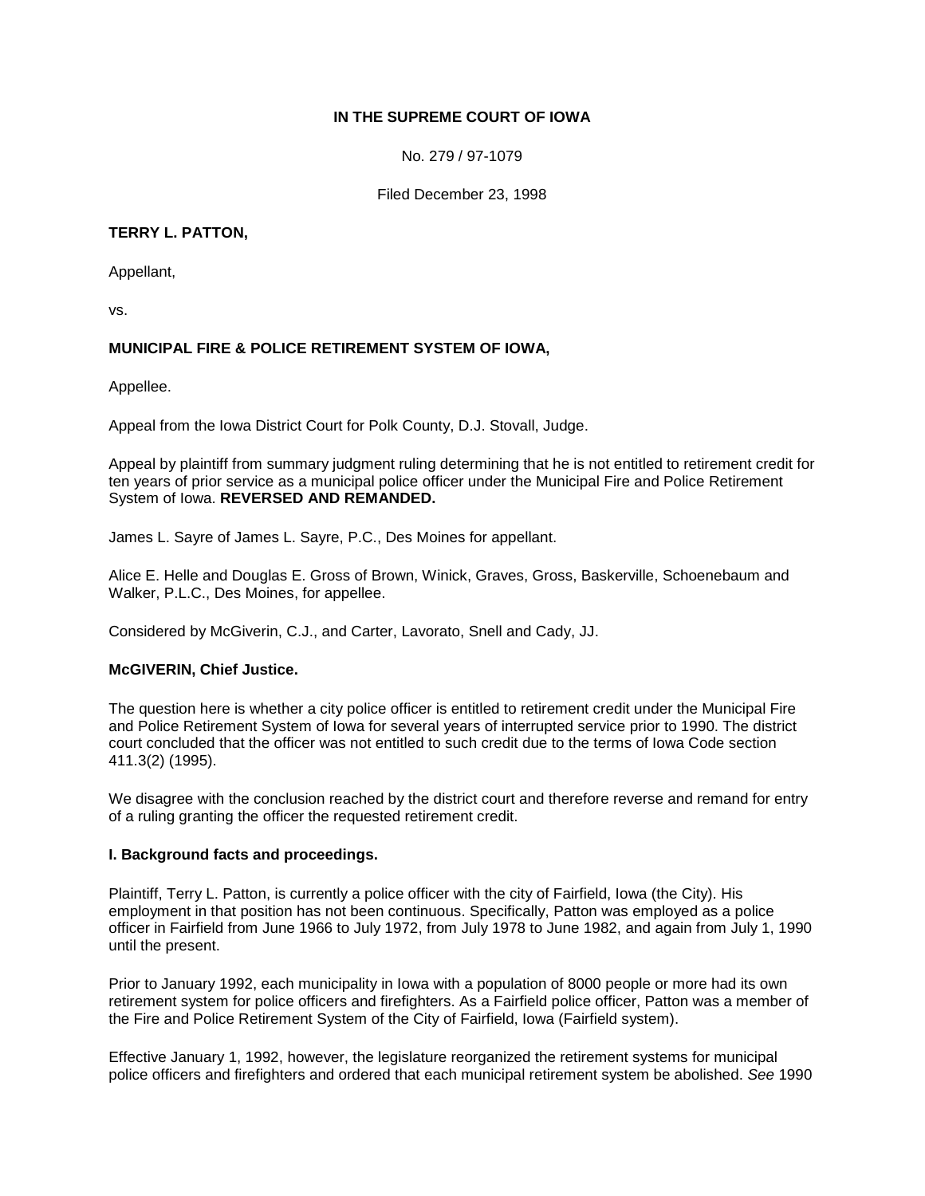**IN THE SUPREME COURT OF IOWA**

No. 279 / 97-1079

Filed December 23, 1998

**TERRY L. PATTON,**

Appellant,

vs.

**MUNICIPAL FIRE & POLICE RETIREMENT SYSTEM OF IOWA,**

Appellee.

Appeal from the Iowa District Court for Polk County, D.J. Stovall, Judge.

Appeal by plaintiff from summary judgment ruling determining that he is not entitled to retirement credit for ten years of prior service as a municipal police officer under the Municipal Fire and Police Retirement System of Iowa. **REVERSED AND REMANDED.**

James L. Sayre of James L. Sayre, P.C., Des Moines for appellant.

Alice E. Helle and Douglas E. Gross of Brown, Winick, Graves, Gross, Baskerville, Schoenebaum and Walker, P.L.C., Des Moines, for appellee.

Considered by McGiverin, C.J., and Carter, Lavorato, Snell and Cady, JJ.

**McGIVERIN, Chief Justice.**

The question here is whether a city police officer is entitled to retirement credit under the Municipal Fire and Police Retirement System of Iowa for several years of interrupted service prior to 1990. The district court concluded that the officer was not entitled to such credit due to the terms of Iowa Code section 411.3(2) (1995).

We disagree with the conclusion reached by the district court and therefore reverse and remand for entry of a ruling granting the officer the requested retirement credit.

**I. Background facts and proceedings.**

Plaintiff, Terry L. Patton, is currently a police officer with the city of Fairfield, Iowa (the City). His employment in that position has not been continuous. Specifically, Patton was employed as a police officer in Fairfield from June 1966 to July 1972, from July 1978 to June 1982, and again from July 1, 1990 until the present.

Prior to January 1992, each municipality in Iowa with a population of 8000 people or more had its own retirement system for police officers and firefighters. As a Fairfield police officer, Patton was a member of the Fire and Police Retirement System of the City of Fairfield, Iowa (Fairfield system).

Effective January 1, 1992, however, the legislature reorganized the retirement systems for municipal police officers and firefighters and ordered that each municipal retirement system be abolished. *See* 1990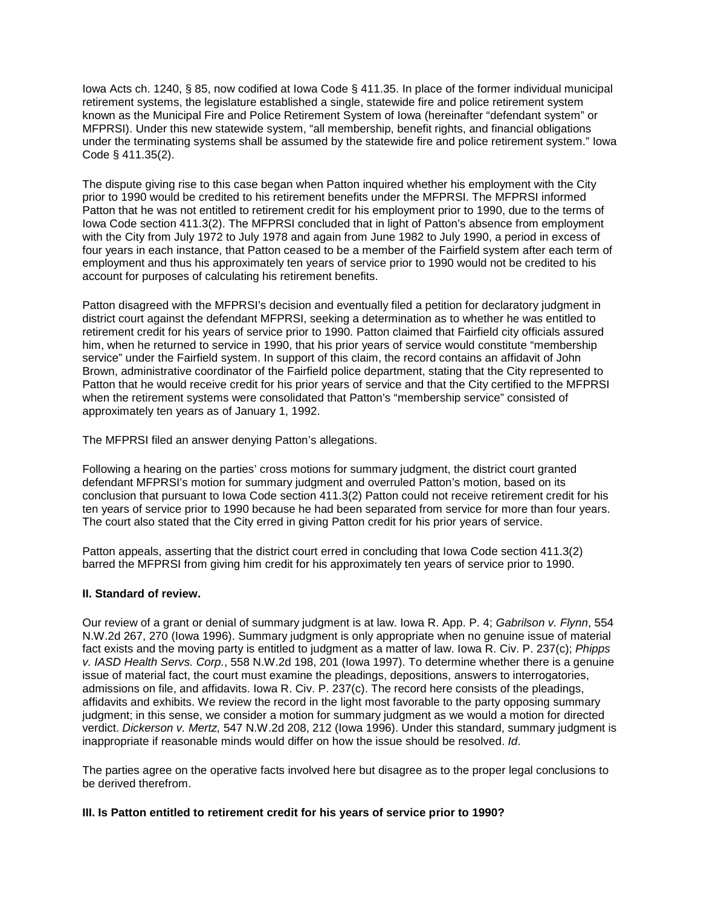Iowa Acts ch. 1240, § 85, now codified at Iowa Code § 411.35. In place of the former individual municipal retirement systems, the legislature established a single, statewide fire and police retirement system known as the Municipal Fire and Police Retirement System of Iowa (hereinafter "defendant system" or MFPRSI). Under this new statewide system, "all membership, benefit rights, and financial obligations under the terminating systems shall be assumed by the statewide fire and police retirement system." Iowa Code § 411.35(2).

The dispute giving rise to this case began when Patton inquired whether his employment with the City prior to 1990 would be credited to his retirement benefits under the MFPRSI. The MFPRSI informed Patton that he was not entitled to retirement credit for his employment prior to 1990, due to the terms of Iowa Code section 411.3(2). The MFPRSI concluded that in light of Patton's absence from employment with the City from July 1972 to July 1978 and again from June 1982 to July 1990, a period in excess of four years in each instance, that Patton ceased to be a member of the Fairfield system after each term of employment and thus his approximately ten years of service prior to 1990 would not be credited to his account for purposes of calculating his retirement benefits.

Patton disagreed with the MFPRSI's decision and eventually filed a petition for declaratory judgment in district court against the defendant MFPRSI, seeking a determination as to whether he was entitled to retirement credit for his years of service prior to 1990. Patton claimed that Fairfield city officials assured him, when he returned to service in 1990, that his prior years of service would constitute "membership service" under the Fairfield system. In support of this claim, the record contains an affidavit of John Brown, administrative coordinator of the Fairfield police department, stating that the City represented to Patton that he would receive credit for his prior years of service and that the City certified to the MFPRSI when the retirement systems were consolidated that Patton's "membership service" consisted of approximately ten years as of January 1, 1992.

The MFPRSI filed an answer denying Patton's allegations.

Following a hearing on the parties' cross motions for summary judgment, the district court granted defendant MFPRSI's motion for summary judgment and overruled Patton's motion, based on its conclusion that pursuant to Iowa Code section 411.3(2) Patton could not receive retirement credit for his ten years of service prior to 1990 because he had been separated from service for more than four years. The court also stated that the City erred in giving Patton credit for his prior years of service.

Patton appeals, asserting that the district court erred in concluding that Iowa Code section 411.3(2) barred the MFPRSI from giving him credit for his approximately ten years of service prior to 1990.

**II. Standard of review.**

Our review of a grant or denial of summary judgment is at law. Iowa R. App. P. 4; *Gabrilson v. Flynn*, 554 N.W.2d 267, 270 (Iowa 1996). Summary judgment is only appropriate when no genuine issue of material fact exists and the moving party is entitled to judgment as a matter of law. Iowa R. Civ. P. 237(c); *Phipps v. IASD Health Servs. Corp.*, 558 N.W.2d 198, 201 (Iowa 1997). To determine whether there is a genuine issue of material fact, the court must examine the pleadings, depositions, answers to interrogatories, admissions on file, and affidavits. Iowa R. Civ. P. 237(c). The record here consists of the pleadings, affidavits and exhibits. We review the record in the light most favorable to the party opposing summary judgment; in this sense, we consider a motion for summary judgment as we would a motion for directed verdict. *Dickerson v. Mertz,* 547 N.W.2d 208, 212 (Iowa 1996). Under this standard, summary judgment is inappropriate if reasonable minds would differ on how the issue should be resolved. *Id*.

The parties agree on the operative facts involved here but disagree as to the proper legal conclusions to be derived therefrom.

**III. Is Patton entitled to retirement credit for his years of service prior to 1990?**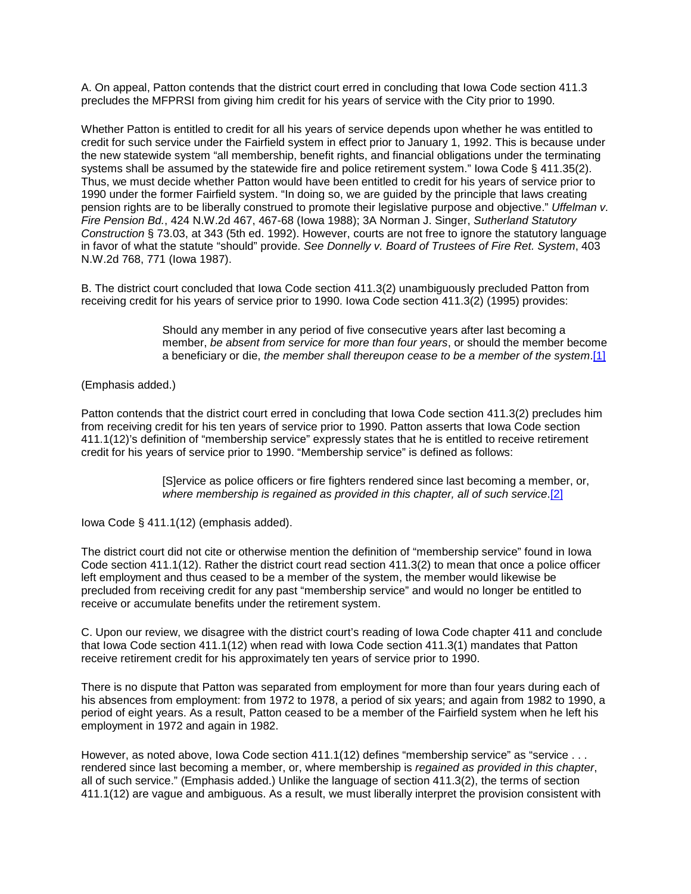A. On appeal, Patton contends that the district court erred in concluding that Iowa Code section 411.3 precludes the MFPRSI from giving him credit for his years of service with the City prior to 1990.

Whether Patton is entitled to credit for all his years of service depends upon whether he was entitled to credit for such service under the Fairfield system in effect prior to January 1, 1992. This is because under the new statewide system "all membership, benefit rights, and financial obligations under the terminating systems shall be assumed by the statewide fire and police retirement system." Iowa Code § 411.35(2). Thus, we must decide whether Patton would have been entitled to credit for his years of service prior to 1990 under the former Fairfield system. "In doing so, we are guided by the principle that laws creating pension rights are to be liberally construed to promote their legislative purpose and objective." *Uffelman v. Fire Pension Bd.*, 424 N.W.2d 467, 467-68 (Iowa 1988); 3A Norman J. Singer, *Sutherland Statutory Construction* § 73.03, at 343 (5th ed. 1992). However, courts are not free to ignore the statutory language in favor of what the statute "should" provide. *See Donnelly v. Board of Trustees of Fire Ret. System*, 403 N.W.2d 768, 771 (Iowa 1987).

B. The district court concluded that Iowa Code section 411.3(2) unambiguously precluded Patton from receiving credit for his years of service prior to 1990. Iowa Code section 411.3(2) (1995) provides:

> Should any member in any period of five consecutive years after last becoming a member, *be absent from service for more than four years*, or should the member become a beneficiary or die, *the member shall thereupon cease to be a member of the system*.[1]

(Emphasis added.)

Patton contends that the district court erred in concluding that Iowa Code section 411.3(2) precludes him from receiving credit for his ten years of service prior to 1990. Patton asserts that Iowa Code section 411.1(12)'s definition of "membership service" expressly states that he is entitled to receive retirement credit for his years of service prior to 1990. "Membership service" is defined as follows:

> [S]ervice as police officers or fire fighters rendered since last becoming a member, or, *where membership is regained as provided in this chapter, all of such service*.[2]

Iowa Code § 411.1(12) (emphasis added).

The district court did not cite or otherwise mention the definition of "membership service" found in Iowa Code section 411.1(12). Rather the district court read section 411.3(2) to mean that once a police officer left employment and thus ceased to be a member of the system, the member would likewise be precluded from receiving credit for any past "membership service" and would no longer be entitled to receive or accumulate benefits under the retirement system.

C. Upon our review, we disagree with the district court's reading of Iowa Code chapter 411 and conclude that Iowa Code section 411.1(12) when read with Iowa Code section 411.3(1) mandates that Patton receive retirement credit for his approximately ten years of service prior to 1990.

There is no dispute that Patton was separated from employment for more than four years during each of his absences from employment: from 1972 to 1978, a period of six years; and again from 1982 to 1990, a period of eight years. As a result, Patton ceased to be a member of the Fairfield system when he left his employment in 1972 and again in 1982.

However, as noted above, Iowa Code section 411.1(12) defines "membership service" as "service . . . rendered since last becoming a member, or, where membership is *regained as provided in this chapter*, all of such service." (Emphasis added.) Unlike the language of section 411.3(2), the terms of section 411.1(12) are vague and ambiguous. As a result, we must liberally interpret the provision consistent with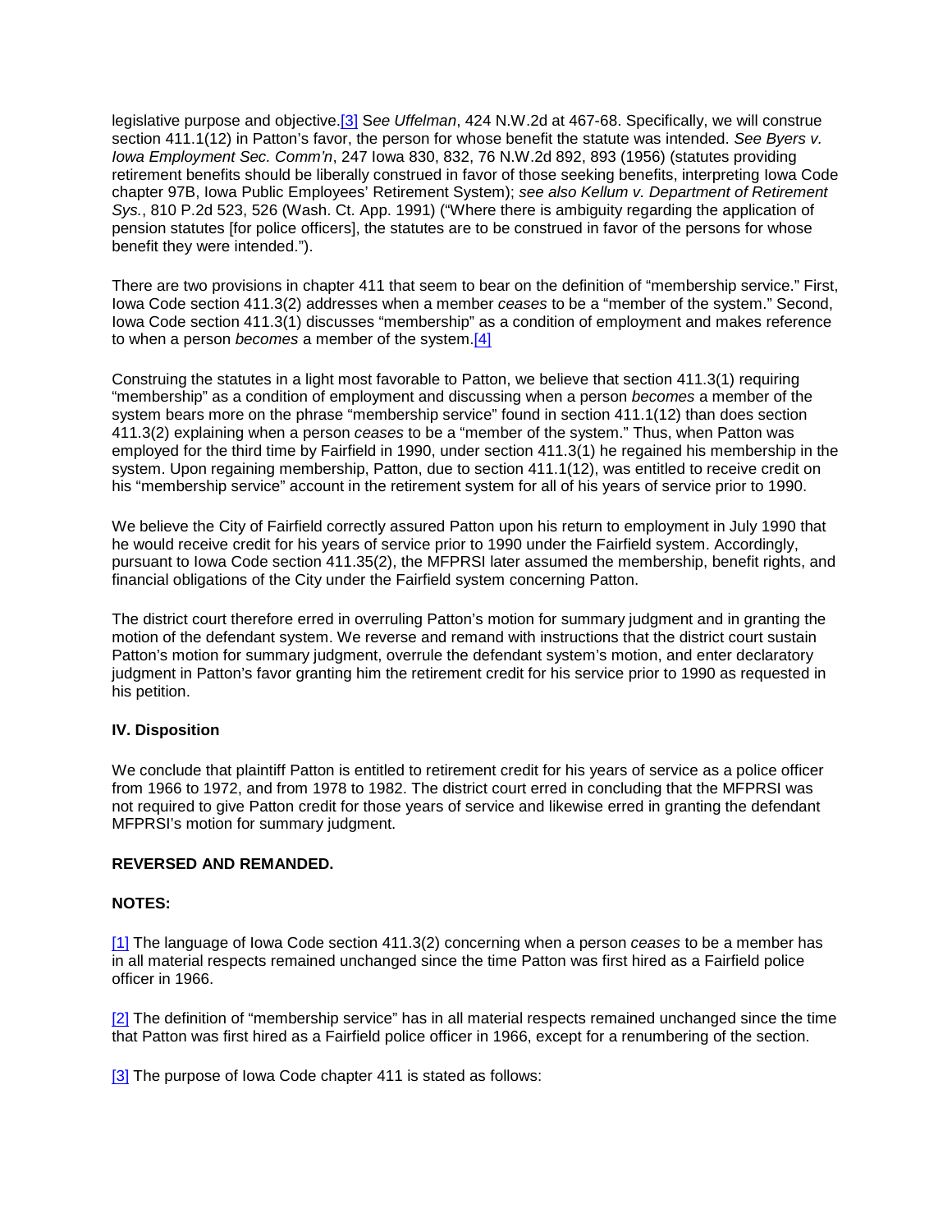legislative purpose and objective.[3] See *Uffelman*, 424 N.W.2d at 467-68. Specifically, we will construe section 411.1(12) in Patton's favor, the person for whose benefit the statute was intended. *See Byers v. Iowa Employment Sec. Comm'n*, 247 Iowa 830, 832, 76 N.W.2d 892, 893 (1956) (statutes providing retirement benefits should be liberally construed in favor of those seeking benefits, interpreting Iowa Code chapter 97B, Iowa Public Employees' Retirement System); *see also Kellum v. Department of Retirement Sys.*, 810 P.2d 523, 526 (Wash. Ct. App. 1991) ("Where there is ambiguity regarding the application of pension statutes [for police officers], the statutes are to be construed in favor of the persons for whose benefit they were intended.").

There are two provisions in chapter 411 that seem to bear on the definition of "membership service." First, Iowa Code section 411.3(2) addresses when a member *ceases* to be a "member of the system." Second, Iowa Code section 411.3(1) discusses "membership" as a condition of employment and makes reference to when a person *becomes* a member of the system.[4]

Construing the statutes in a light most favorable to Patton, we believe that section 411.3(1) requiring "membership" as a condition of employment and discussing when a person *becomes* a member of the system bears more on the phrase "membership service" found in section 411.1(12) than does section 411.3(2) explaining when a person *ceases* to be a "member of the system." Thus, when Patton was employed for the third time by Fairfield in 1990, under section 411.3(1) he regained his membership in the system. Upon regaining membership, Patton, due to section 411.1(12), was entitled to receive credit on his "membership service" account in the retirement system for all of his years of service prior to 1990.

We believe the City of Fairfield correctly assured Patton upon his return to employment in July 1990 that he would receive credit for his years of service prior to 1990 under the Fairfield system. Accordingly, pursuant to Iowa Code section 411.35(2), the MFPRSI later assumed the membership, benefit rights, and financial obligations of the City under the Fairfield system concerning Patton.

The district court therefore erred in overruling Patton's motion for summary judgment and in granting the motion of the defendant system. We reverse and remand with instructions that the district court sustain Patton's motion for summary judgment, overrule the defendant system's motion, and enter declaratory judgment in Patton's favor granting him the retirement credit for his service prior to 1990 as requested in his petition.

**IV. Disposition**

We conclude that plaintiff Patton is entitled to retirement credit for his years of service as a police officer from 1966 to 1972, and from 1978 to 1982. The district court erred in concluding that the MFPRSI was not required to give Patton credit for those years of service and likewise erred in granting the defendant MFPRSI's motion for summary judgment.

**REVERSED AND REMANDED.**

**NOTES:**

[1] The language of Iowa Code section 411.3(2) concerning when a person *ceases* to be a member has in all material respects remained unchanged since the time Patton was first hired as a Fairfield police officer in 1966.

[2] The definition of "membership service" has in all material respects remained unchanged since the time that Patton was first hired as a Fairfield police officer in 1966, except for a renumbering of the section.

[3] The purpose of Iowa Code chapter 411 is stated as follows: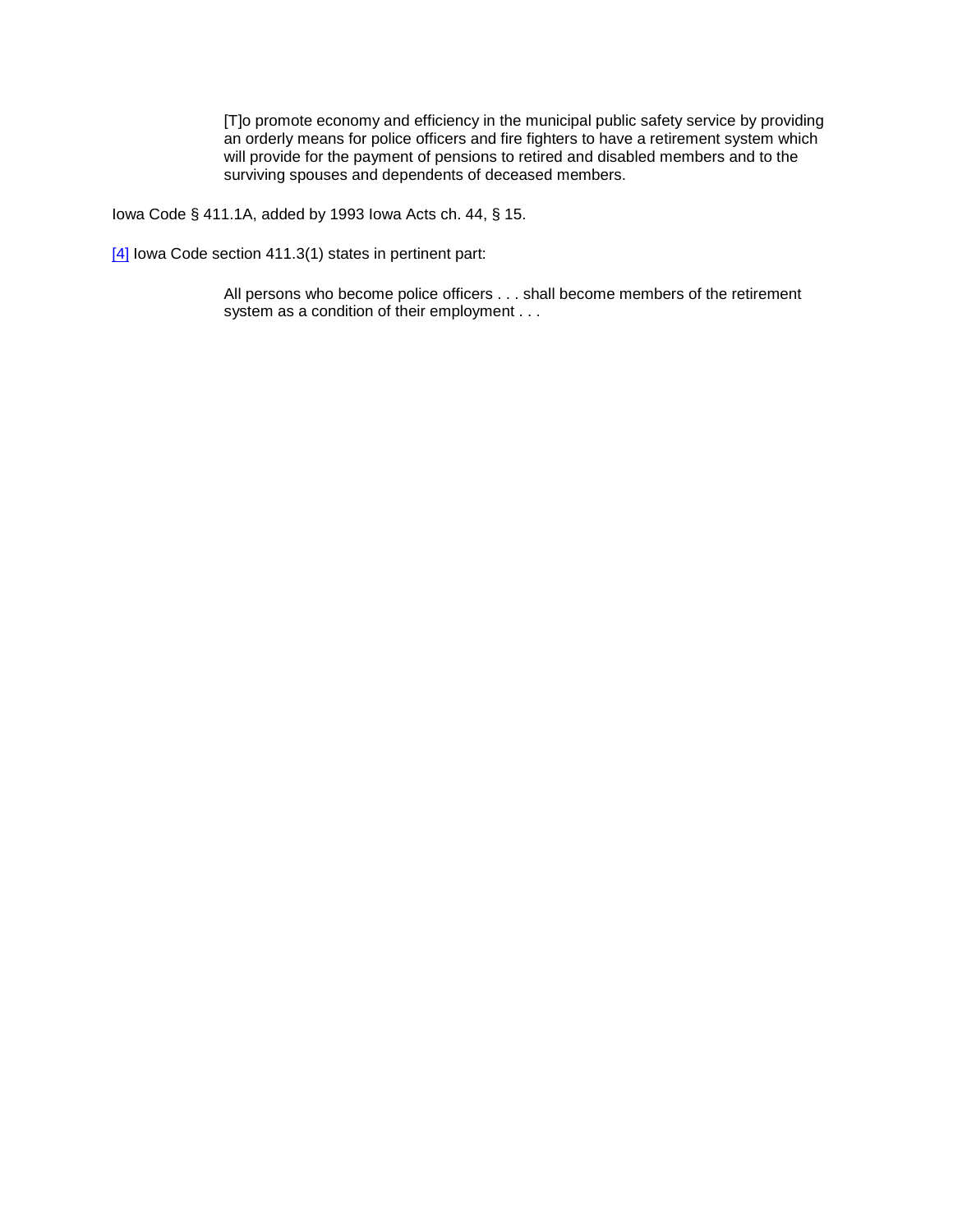> [T]o promote economy and efficiency in the municipal public safety service by providing an orderly means for police officers and fire fighters to have a retirement system which will provide for the payment of pensions to retired and disabled members and to the surviving spouses and dependents of deceased members.

Iowa Code § 411.1A, added by 1993 Iowa Acts ch. 44, § 15.

[4] Iowa Code section 411.3(1) states in pertinent part:

> All persons who become police officers . . . shall become members of the retirement system as a condition of their employment . . .